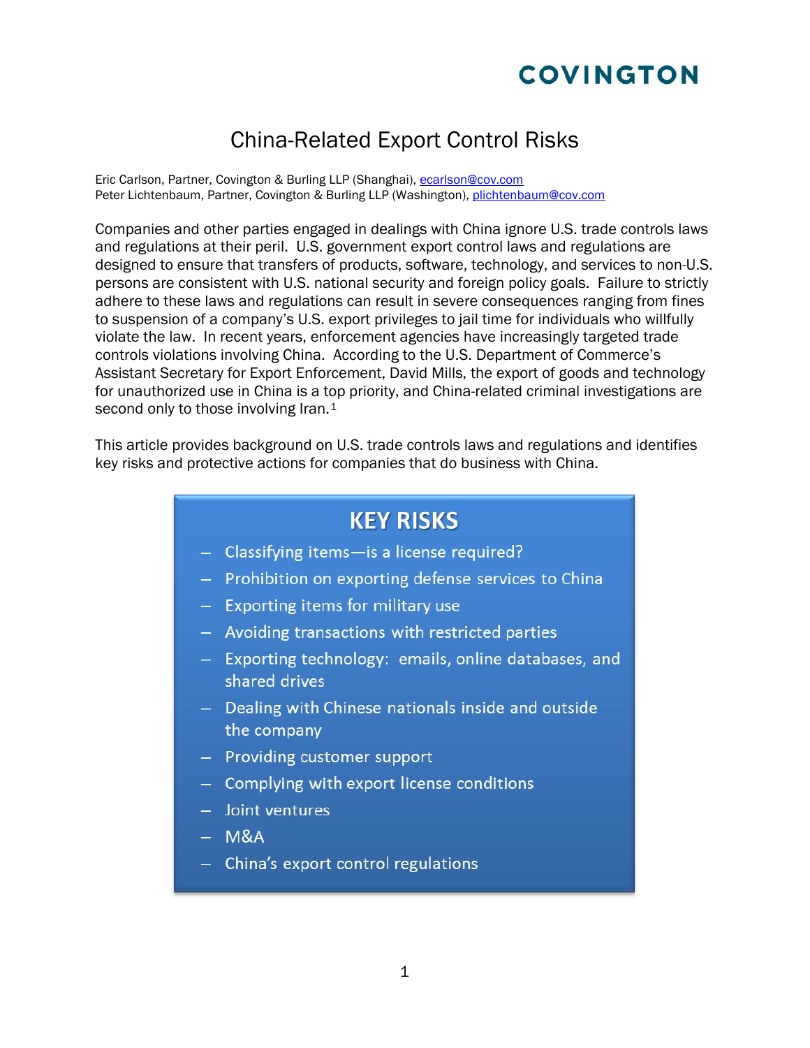COVINGTON

# China-Related Export Control Risks

Eric Carlson, Partner, Covington & Burling LLP (Shanghai), ecarlson@cov.com
Peter Lichtenbaum, Partner, Covington & Burling LLP (Washington), plichtenbaum@cov.com

Companies and other parties engaged in dealings with China ignore U.S. trade controls laws and regulations at their peril. U.S. government export control laws and regulations are designed to ensure that transfers of products, software, technology, and services to non-U.S. persons are consistent with U.S. national security and foreign policy goals. Failure to strictly adhere to these laws and regulations can result in severe consequences ranging from fines to suspension of a company's U.S. export privileges to jail time for individuals who willfully violate the law. In recent years, enforcement agencies have increasingly targeted trade controls violations involving China. According to the U.S. Department of Commerce's Assistant Secretary for Export Enforcement, David Mills, the export of goods and technology for unauthorized use in China is a top priority, and China-related criminal investigations are second only to those involving Iran.[1]

This article provides background on U.S. trade controls laws and regulations and identifies key risks and protective actions for companies that do business with China.

## KEY RISKS

- Classifying items—is a license required?
- Prohibition on exporting defense services to China
- Exporting items for military use
- Avoiding transactions with restricted parties
- Exporting technology: emails, online databases, and shared drives
- Dealing with Chinese nationals inside and outside the company
- Providing customer support
- Complying with export license conditions
- Joint ventures
- M&A
- China's export control regulations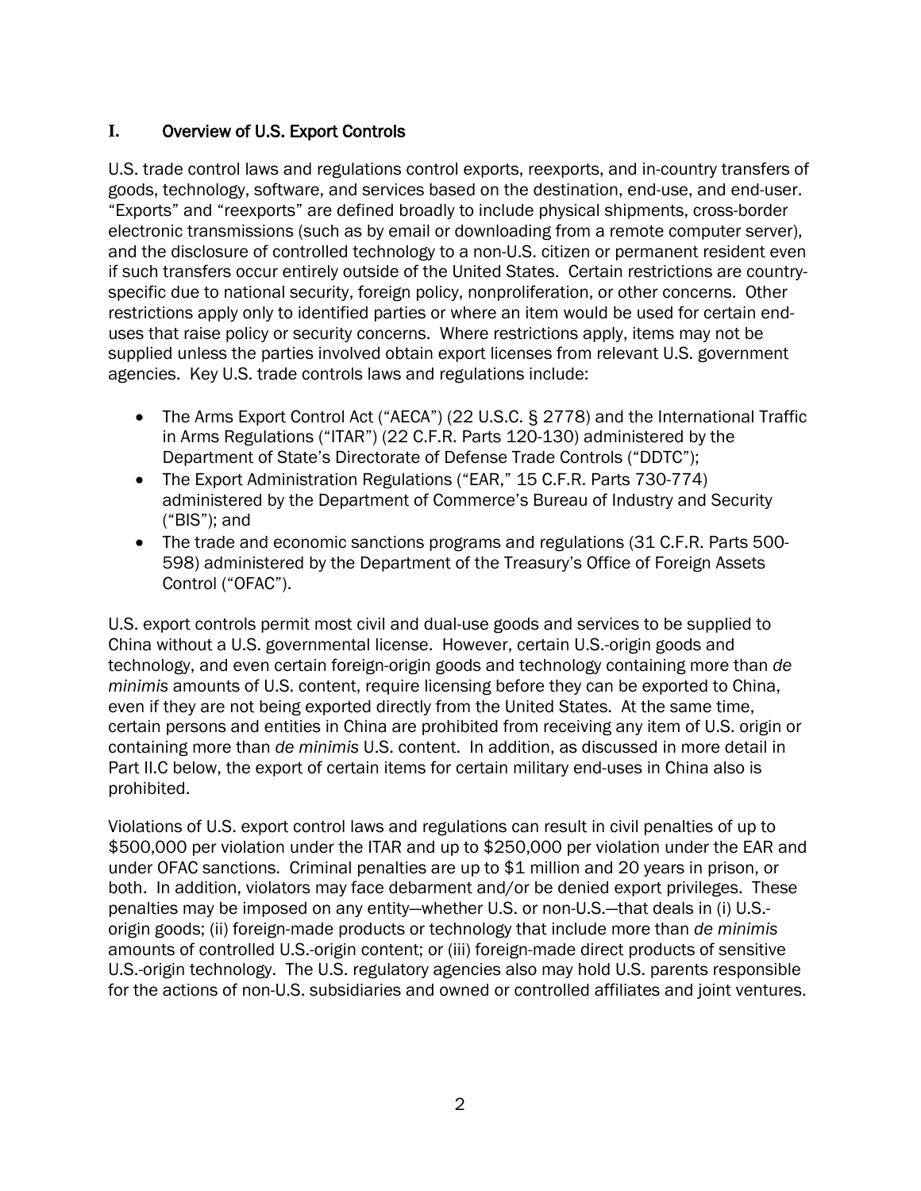## I. Overview of U.S. Export Controls

U.S. trade control laws and regulations control exports, reexports, and in-country transfers of goods, technology, software, and services based on the destination, end-use, and end-user. "Exports" and "reexports" are defined broadly to include physical shipments, cross-border electronic transmissions (such as by email or downloading from a remote computer server), and the disclosure of controlled technology to a non-U.S. citizen or permanent resident even if such transfers occur entirely outside of the United States. Certain restrictions are country-specific due to national security, foreign policy, nonproliferation, or other concerns. Other restrictions apply only to identified parties or where an item would be used for certain end-uses that raise policy or security concerns. Where restrictions apply, items may not be supplied unless the parties involved obtain export licenses from relevant U.S. government agencies. Key U.S. trade controls laws and regulations include:

- The Arms Export Control Act ("AECA") (22 U.S.C. § 2778) and the International Traffic in Arms Regulations ("ITAR") (22 C.F.R. Parts 120-130) administered by the Department of State's Directorate of Defense Trade Controls ("DDTC");
- The Export Administration Regulations ("EAR," 15 C.F.R. Parts 730-774) administered by the Department of Commerce's Bureau of Industry and Security ("BIS"); and
- The trade and economic sanctions programs and regulations (31 C.F.R. Parts 500-598) administered by the Department of the Treasury's Office of Foreign Assets Control ("OFAC").

U.S. export controls permit most civil and dual-use goods and services to be supplied to China without a U.S. governmental license. However, certain U.S.-origin goods and technology, and even certain foreign-origin goods and technology containing more than *de minimis* amounts of U.S. content, require licensing before they can be exported to China, even if they are not being exported directly from the United States. At the same time, certain persons and entities in China are prohibited from receiving any item of U.S. origin or containing more than *de minimis* U.S. content. In addition, as discussed in more detail in Part II.C below, the export of certain items for certain military end-uses in China also is prohibited.

Violations of U.S. export control laws and regulations can result in civil penalties of up to $500,000 per violation under the ITAR and up to $250,000 per violation under the EAR and under OFAC sanctions. Criminal penalties are up to $1 million and 20 years in prison, or both. In addition, violators may face debarment and/or be denied export privileges. These penalties may be imposed on any entity—whether U.S. or non-U.S.—that deals in (i) U.S.-origin goods; (ii) foreign-made products or technology that include more than *de minimis* amounts of controlled U.S.-origin content; or (iii) foreign-made direct products of sensitive U.S.-origin technology. The U.S. regulatory agencies also may hold U.S. parents responsible for the actions of non-U.S. subsidiaries and owned or controlled affiliates and joint ventures.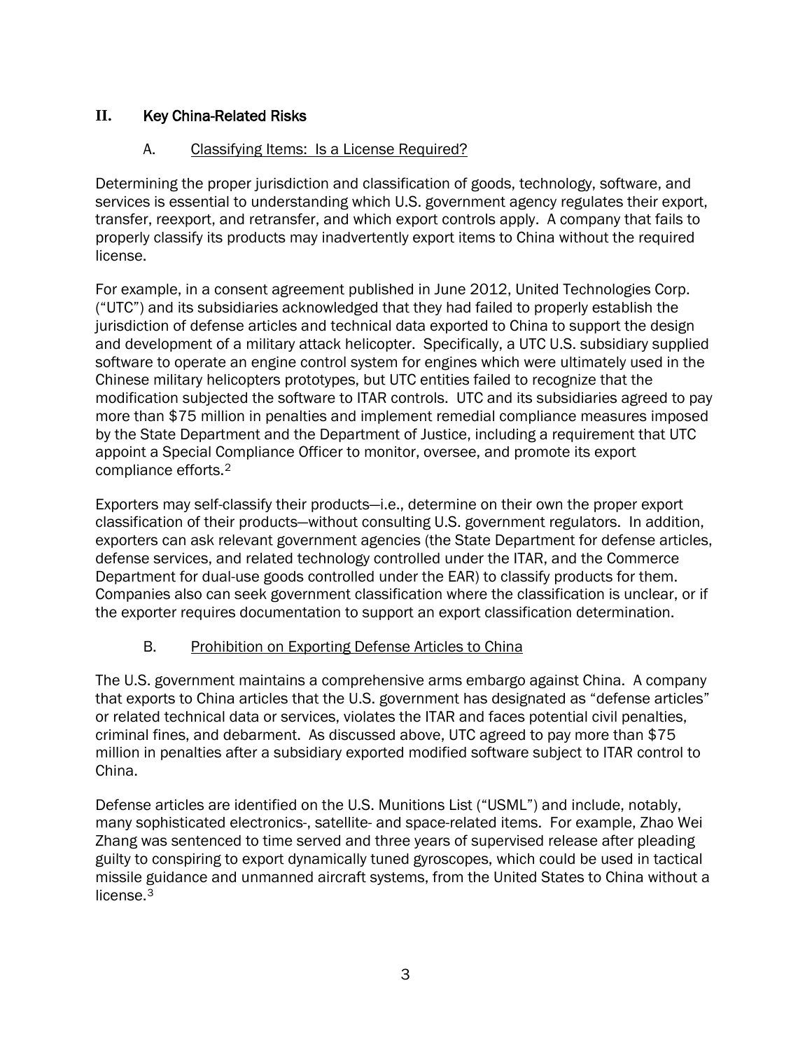## II. Key China-Related Risks

### A. Classifying Items: Is a License Required?

Determining the proper jurisdiction and classification of goods, technology, software, and services is essential to understanding which U.S. government agency regulates their export, transfer, reexport, and retransfer, and which export controls apply. A company that fails to properly classify its products may inadvertently export items to China without the required license.

For example, in a consent agreement published in June 2012, United Technologies Corp. ("UTC") and its subsidiaries acknowledged that they had failed to properly establish the jurisdiction of defense articles and technical data exported to China to support the design and development of a military attack helicopter. Specifically, a UTC U.S. subsidiary supplied software to operate an engine control system for engines which were ultimately used in the Chinese military helicopters prototypes, but UTC entities failed to recognize that the modification subjected the software to ITAR controls. UTC and its subsidiaries agreed to pay more than $75 million in penalties and implement remedial compliance measures imposed by the State Department and the Department of Justice, including a requirement that UTC appoint a Special Compliance Officer to monitor, oversee, and promote its export compliance efforts.[2]

Exporters may self-classify their products—i.e., determine on their own the proper export classification of their products—without consulting U.S. government regulators. In addition, exporters can ask relevant government agencies (the State Department for defense articles, defense services, and related technology controlled under the ITAR, and the Commerce Department for dual-use goods controlled under the EAR) to classify products for them. Companies also can seek government classification where the classification is unclear, or if the exporter requires documentation to support an export classification determination.

### B. Prohibition on Exporting Defense Articles to China

The U.S. government maintains a comprehensive arms embargo against China. A company that exports to China articles that the U.S. government has designated as "defense articles" or related technical data or services, violates the ITAR and faces potential civil penalties, criminal fines, and debarment. As discussed above, UTC agreed to pay more than $75 million in penalties after a subsidiary exported modified software subject to ITAR control to China.

Defense articles are identified on the U.S. Munitions List ("USML") and include, notably, many sophisticated electronics-, satellite- and space-related items. For example, Zhao Wei Zhang was sentenced to time served and three years of supervised release after pleading guilty to conspiring to export dynamically tuned gyroscopes, which could be used in tactical missile guidance and unmanned aircraft systems, from the United States to China without a license.[3]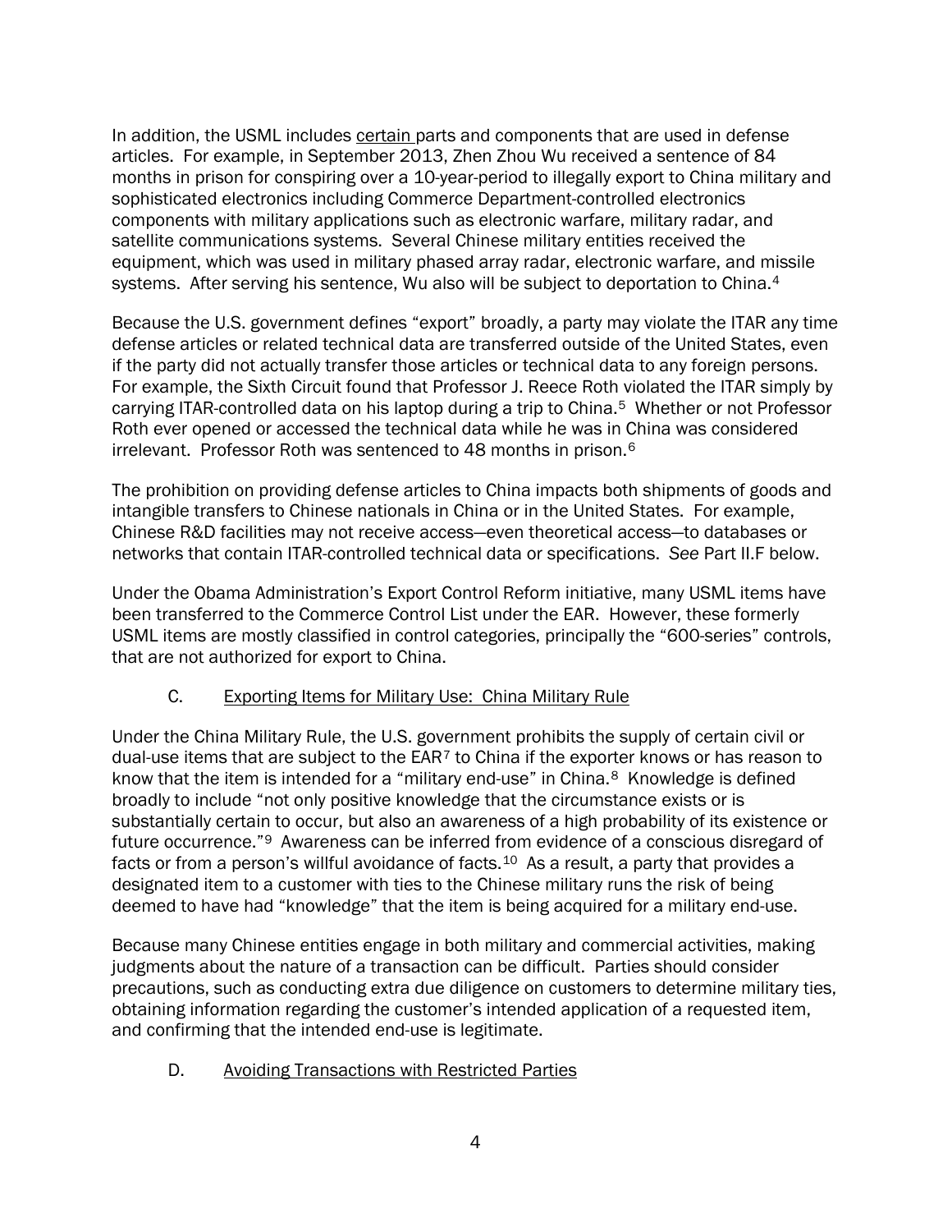In addition, the USML includes certain parts and components that are used in defense articles. For example, in September 2013, Zhen Zhou Wu received a sentence of 84 months in prison for conspiring over a 10-year-period to illegally export to China military and sophisticated electronics including Commerce Department-controlled electronics components with military applications such as electronic warfare, military radar, and satellite communications systems. Several Chinese military entities received the equipment, which was used in military phased array radar, electronic warfare, and missile systems. After serving his sentence, Wu also will be subject to deportation to China.[4]

Because the U.S. government defines "export" broadly, a party may violate the ITAR any time defense articles or related technical data are transferred outside of the United States, even if the party did not actually transfer those articles or technical data to any foreign persons. For example, the Sixth Circuit found that Professor J. Reece Roth violated the ITAR simply by carrying ITAR-controlled data on his laptop during a trip to China.[5] Whether or not Professor Roth ever opened or accessed the technical data while he was in China was considered irrelevant. Professor Roth was sentenced to 48 months in prison.[6]

The prohibition on providing defense articles to China impacts both shipments of goods and intangible transfers to Chinese nationals in China or in the United States. For example, Chinese R&D facilities may not receive access—even theoretical access—to databases or networks that contain ITAR-controlled technical data or specifications. *See* Part II.F below.

Under the Obama Administration's Export Control Reform initiative, many USML items have been transferred to the Commerce Control List under the EAR. However, these formerly USML items are mostly classified in control categories, principally the "600-series" controls, that are not authorized for export to China.

### C. Exporting Items for Military Use: China Military Rule

Under the China Military Rule, the U.S. government prohibits the supply of certain civil or dual-use items that are subject to the EAR[7] to China if the exporter knows or has reason to know that the item is intended for a "military end-use" in China.[8] Knowledge is defined broadly to include "not only positive knowledge that the circumstance exists or is substantially certain to occur, but also an awareness of a high probability of its existence or future occurrence."[9] Awareness can be inferred from evidence of a conscious disregard of facts or from a person's willful avoidance of facts.[10] As a result, a party that provides a designated item to a customer with ties to the Chinese military runs the risk of being deemed to have had "knowledge" that the item is being acquired for a military end-use.

Because many Chinese entities engage in both military and commercial activities, making judgments about the nature of a transaction can be difficult. Parties should consider precautions, such as conducting extra due diligence on customers to determine military ties, obtaining information regarding the customer's intended application of a requested item, and confirming that the intended end-use is legitimate.

### D. Avoiding Transactions with Restricted Parties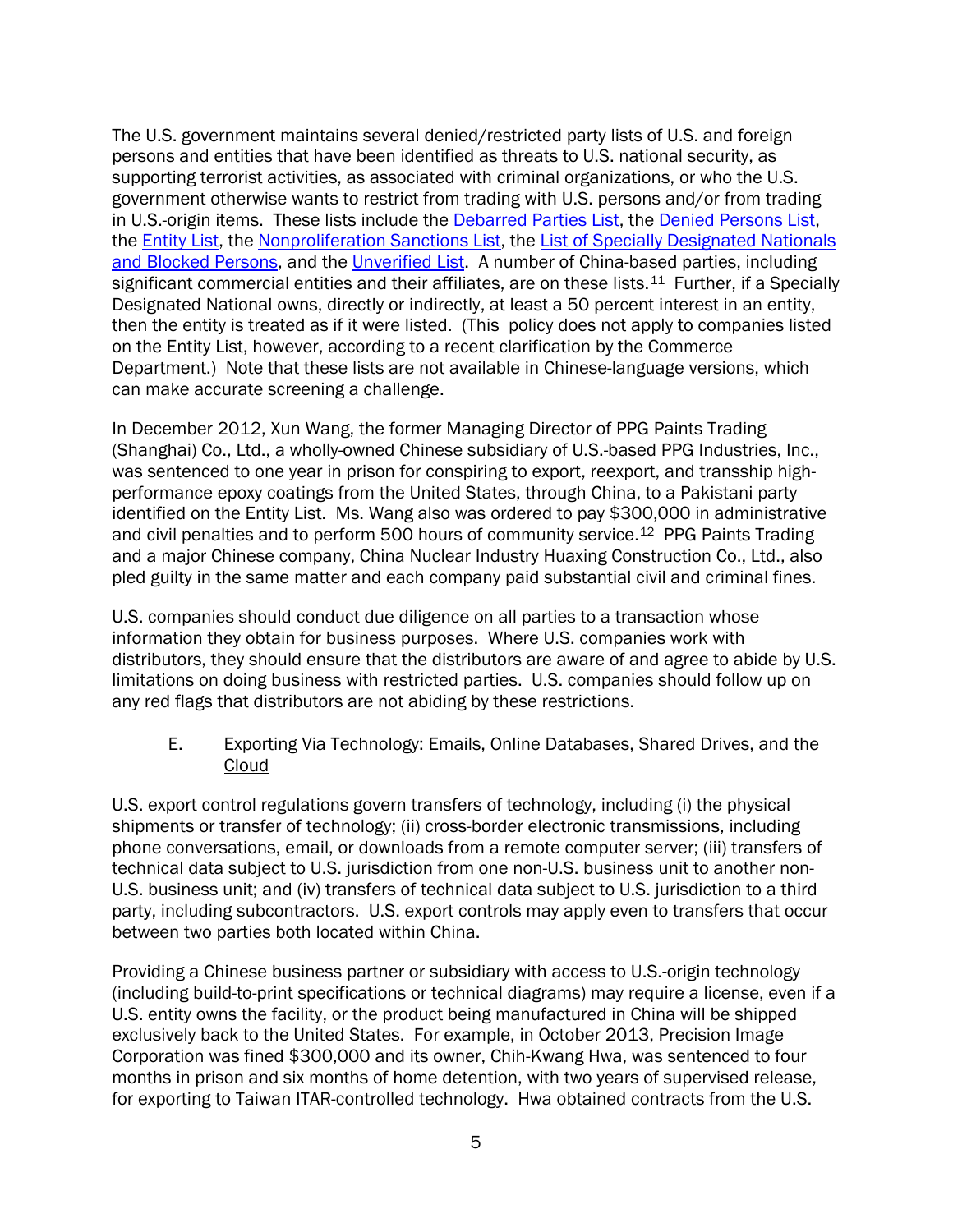The U.S. government maintains several denied/restricted party lists of U.S. and foreign persons and entities that have been identified as threats to U.S. national security, as supporting terrorist activities, as associated with criminal organizations, or who the U.S. government otherwise wants to restrict from trading with U.S. persons and/or from trading in U.S.-origin items. These lists include the Debarred Parties List, the Denied Persons List, the Entity List, the Nonproliferation Sanctions List, the List of Specially Designated Nationals and Blocked Persons, and the Unverified List. A number of China-based parties, including significant commercial entities and their affiliates, are on these lists.[11] Further, if a Specially Designated National owns, directly or indirectly, at least a 50 percent interest in an entity, then the entity is treated as if it were listed. (This policy does not apply to companies listed on the Entity List, however, according to a recent clarification by the Commerce Department.) Note that these lists are not available in Chinese-language versions, which can make accurate screening a challenge.

In December 2012, Xun Wang, the former Managing Director of PPG Paints Trading (Shanghai) Co., Ltd., a wholly-owned Chinese subsidiary of U.S.-based PPG Industries, Inc., was sentenced to one year in prison for conspiring to export, reexport, and transship high-performance epoxy coatings from the United States, through China, to a Pakistani party identified on the Entity List. Ms. Wang also was ordered to pay $300,000 in administrative and civil penalties and to perform 500 hours of community service.[12] PPG Paints Trading and a major Chinese company, China Nuclear Industry Huaxing Construction Co., Ltd., also pled guilty in the same matter and each company paid substantial civil and criminal fines.

U.S. companies should conduct due diligence on all parties to a transaction whose information they obtain for business purposes. Where U.S. companies work with distributors, they should ensure that the distributors are aware of and agree to abide by U.S. limitations on doing business with restricted parties. U.S. companies should follow up on any red flags that distributors are not abiding by these restrictions.

### E. Exporting Via Technology: Emails, Online Databases, Shared Drives, and the Cloud

U.S. export control regulations govern transfers of technology, including (i) the physical shipments or transfer of technology; (ii) cross-border electronic transmissions, including phone conversations, email, or downloads from a remote computer server; (iii) transfers of technical data subject to U.S. jurisdiction from one non-U.S. business unit to another non-U.S. business unit; and (iv) transfers of technical data subject to U.S. jurisdiction to a third party, including subcontractors. U.S. export controls may apply even to transfers that occur between two parties both located within China.

Providing a Chinese business partner or subsidiary with access to U.S.-origin technology (including build-to-print specifications or technical diagrams) may require a license, even if a U.S. entity owns the facility, or the product being manufactured in China will be shipped exclusively back to the United States. For example, in October 2013, Precision Image Corporation was fined $300,000 and its owner, Chih-Kwang Hwa, was sentenced to four months in prison and six months of home detention, with two years of supervised release, for exporting to Taiwan ITAR-controlled technology. Hwa obtained contracts from the U.S.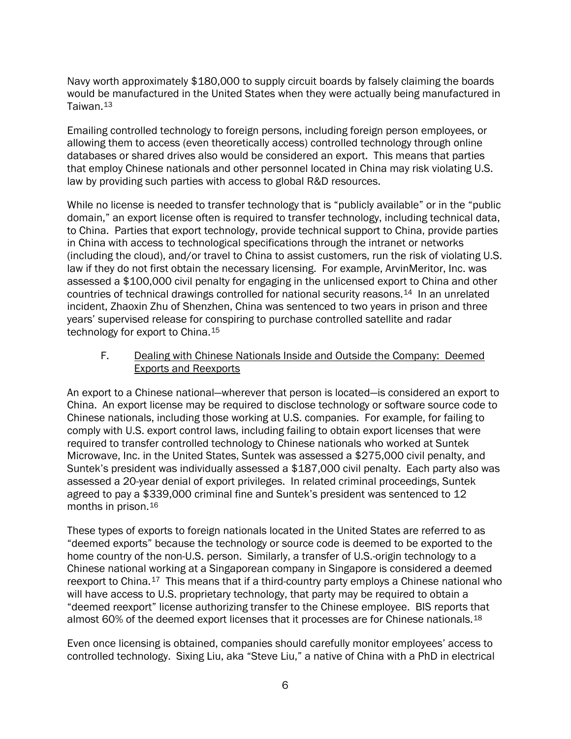Navy worth approximately $180,000 to supply circuit boards by falsely claiming the boards would be manufactured in the United States when they were actually being manufactured in Taiwan.[13]

Emailing controlled technology to foreign persons, including foreign person employees, or allowing them to access (even theoretically access) controlled technology through online databases or shared drives also would be considered an export. This means that parties that employ Chinese nationals and other personnel located in China may risk violating U.S. law by providing such parties with access to global R&D resources.

While no license is needed to transfer technology that is "publicly available" or in the "public domain," an export license often is required to transfer technology, including technical data, to China. Parties that export technology, provide technical support to China, provide parties in China with access to technological specifications through the intranet or networks (including the cloud), and/or travel to China to assist customers, run the risk of violating U.S. law if they do not first obtain the necessary licensing. For example, ArvinMeritor, Inc. was assessed a $100,000 civil penalty for engaging in the unlicensed export to China and other countries of technical drawings controlled for national security reasons.[14] In an unrelated incident, Zhaoxin Zhu of Shenzhen, China was sentenced to two years in prison and three years' supervised release for conspiring to purchase controlled satellite and radar technology for export to China.[15]

### F. <u>Dealing with Chinese Nationals Inside and Outside the Company: Deemed Exports and Reexports</u>

An export to a Chinese national—wherever that person is located—is considered an export to China. An export license may be required to disclose technology or software source code to Chinese nationals, including those working at U.S. companies. For example, for failing to comply with U.S. export control laws, including failing to obtain export licenses that were required to transfer controlled technology to Chinese nationals who worked at Suntek Microwave, Inc. in the United States, Suntek was assessed a $275,000 civil penalty, and Suntek's president was individually assessed a $187,000 civil penalty. Each party also was assessed a 20-year denial of export privileges. In related criminal proceedings, Suntek agreed to pay a $339,000 criminal fine and Suntek's president was sentenced to 12 months in prison.[16]

These types of exports to foreign nationals located in the United States are referred to as "deemed exports" because the technology or source code is deemed to be exported to the home country of the non-U.S. person. Similarly, a transfer of U.S.-origin technology to a Chinese national working at a Singaporean company in Singapore is considered a deemed reexport to China.[17] This means that if a third-country party employs a Chinese national who will have access to U.S. proprietary technology, that party may be required to obtain a "deemed reexport" license authorizing transfer to the Chinese employee. BIS reports that almost 60% of the deemed export licenses that it processes are for Chinese nationals.[18]

Even once licensing is obtained, companies should carefully monitor employees' access to controlled technology. Sixing Liu, aka "Steve Liu," a native of China with a PhD in electrical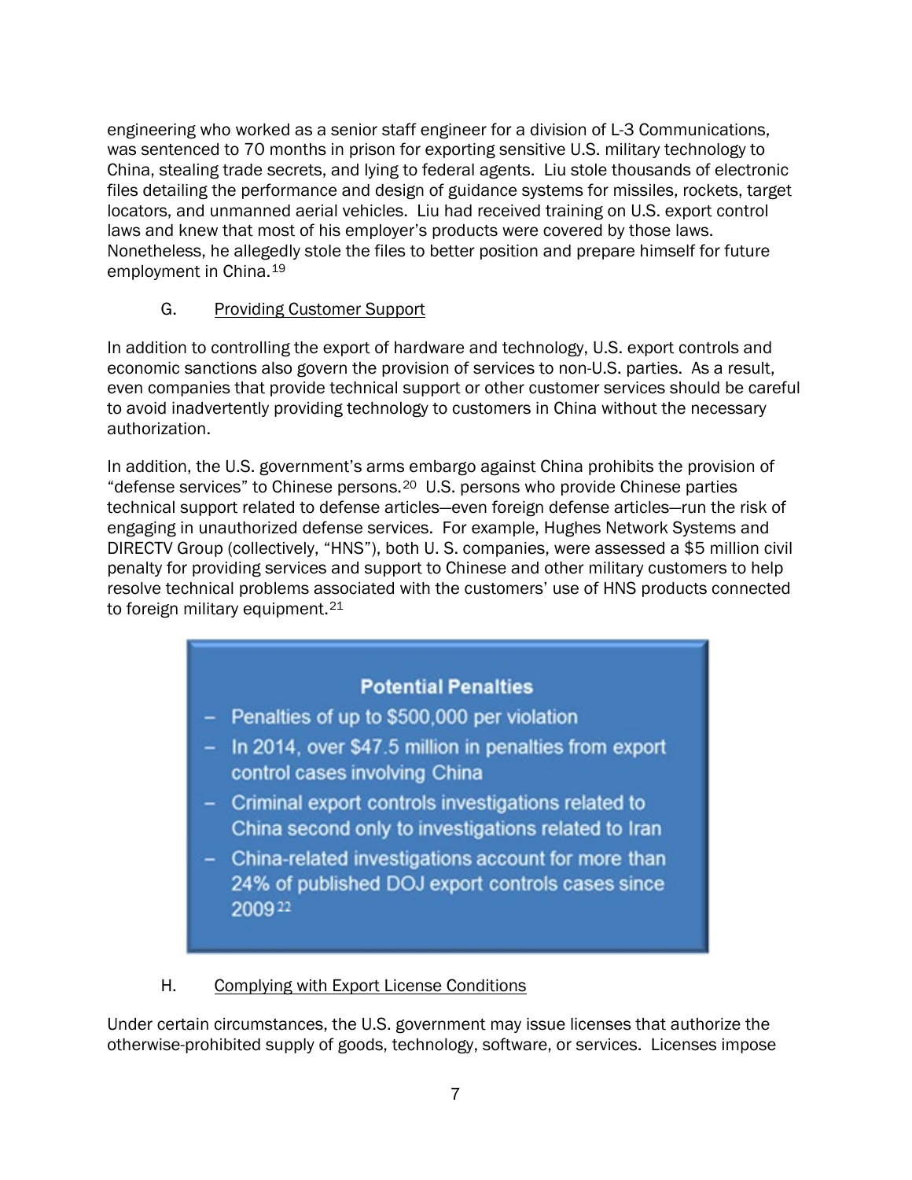engineering who worked as a senior staff engineer for a division of L-3 Communications, was sentenced to 70 months in prison for exporting sensitive U.S. military technology to China, stealing trade secrets, and lying to federal agents. Liu stole thousands of electronic files detailing the performance and design of guidance systems for missiles, rockets, target locators, and unmanned aerial vehicles. Liu had received training on U.S. export control laws and knew that most of his employer's products were covered by those laws. Nonetheless, he allegedly stole the files to better position and prepare himself for future employment in China.[19]

### G. Providing Customer Support

In addition to controlling the export of hardware and technology, U.S. export controls and economic sanctions also govern the provision of services to non-U.S. parties. As a result, even companies that provide technical support or other customer services should be careful to avoid inadvertently providing technology to customers in China without the necessary authorization.

In addition, the U.S. government's arms embargo against China prohibits the provision of "defense services" to Chinese persons.[20] U.S. persons who provide Chinese parties technical support related to defense articles—even foreign defense articles—run the risk of engaging in unauthorized defense services. For example, Hughes Network Systems and DIRECTV Group (collectively, "HNS"), both U. S. companies, were assessed a $5 million civil penalty for providing services and support to Chinese and other military customers to help resolve technical problems associated with the customers' use of HNS products connected to foreign military equipment.[21]

**Potential Penalties**

- Penalties of up to $500,000 per violation
- In 2014, over $47.5 million in penalties from export control cases involving China
- Criminal export controls investigations related to China second only to investigations related to Iran
- China-related investigations account for more than 24% of published DOJ export controls cases since 2009[22]

### H. Complying with Export License Conditions

Under certain circumstances, the U.S. government may issue licenses that authorize the otherwise-prohibited supply of goods, technology, software, or services. Licenses impose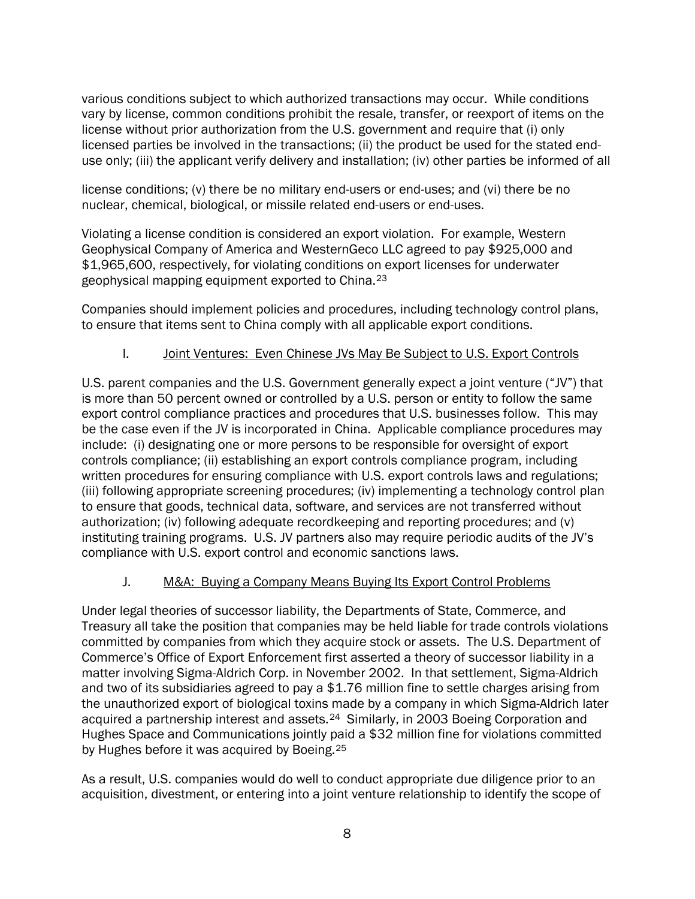various conditions subject to which authorized transactions may occur. While conditions vary by license, common conditions prohibit the resale, transfer, or reexport of items on the license without prior authorization from the U.S. government and require that (i) only licensed parties be involved in the transactions; (ii) the product be used for the stated end-use only; (iii) the applicant verify delivery and installation; (iv) other parties be informed of all license conditions; (v) there be no military end-users or end-uses; and (vi) there be no nuclear, chemical, biological, or missile related end-users or end-uses.

Violating a license condition is considered an export violation. For example, Western Geophysical Company of America and WesternGeco LLC agreed to pay $925,000 and $1,965,600, respectively, for violating conditions on export licenses for underwater geophysical mapping equipment exported to China.[23]

Companies should implement policies and procedures, including technology control plans, to ensure that items sent to China comply with all applicable export conditions.

### I. Joint Ventures: Even Chinese JVs May Be Subject to U.S. Export Controls

U.S. parent companies and the U.S. Government generally expect a joint venture ("JV") that is more than 50 percent owned or controlled by a U.S. person or entity to follow the same export control compliance practices and procedures that U.S. businesses follow. This may be the case even if the JV is incorporated in China. Applicable compliance procedures may include: (i) designating one or more persons to be responsible for oversight of export controls compliance; (ii) establishing an export controls compliance program, including written procedures for ensuring compliance with U.S. export controls laws and regulations; (iii) following appropriate screening procedures; (iv) implementing a technology control plan to ensure that goods, technical data, software, and services are not transferred without authorization; (iv) following adequate recordkeeping and reporting procedures; and (v) instituting training programs. U.S. JV partners also may require periodic audits of the JV's compliance with U.S. export control and economic sanctions laws.

### J. M&A: Buying a Company Means Buying Its Export Control Problems

Under legal theories of successor liability, the Departments of State, Commerce, and Treasury all take the position that companies may be held liable for trade controls violations committed by companies from which they acquire stock or assets. The U.S. Department of Commerce's Office of Export Enforcement first asserted a theory of successor liability in a matter involving Sigma-Aldrich Corp. in November 2002. In that settlement, Sigma-Aldrich and two of its subsidiaries agreed to pay a $1.76 million fine to settle charges arising from the unauthorized export of biological toxins made by a company in which Sigma-Aldrich later acquired a partnership interest and assets.[24] Similarly, in 2003 Boeing Corporation and Hughes Space and Communications jointly paid a $32 million fine for violations committed by Hughes before it was acquired by Boeing.[25]

As a result, U.S. companies would do well to conduct appropriate due diligence prior to an acquisition, divestment, or entering into a joint venture relationship to identify the scope of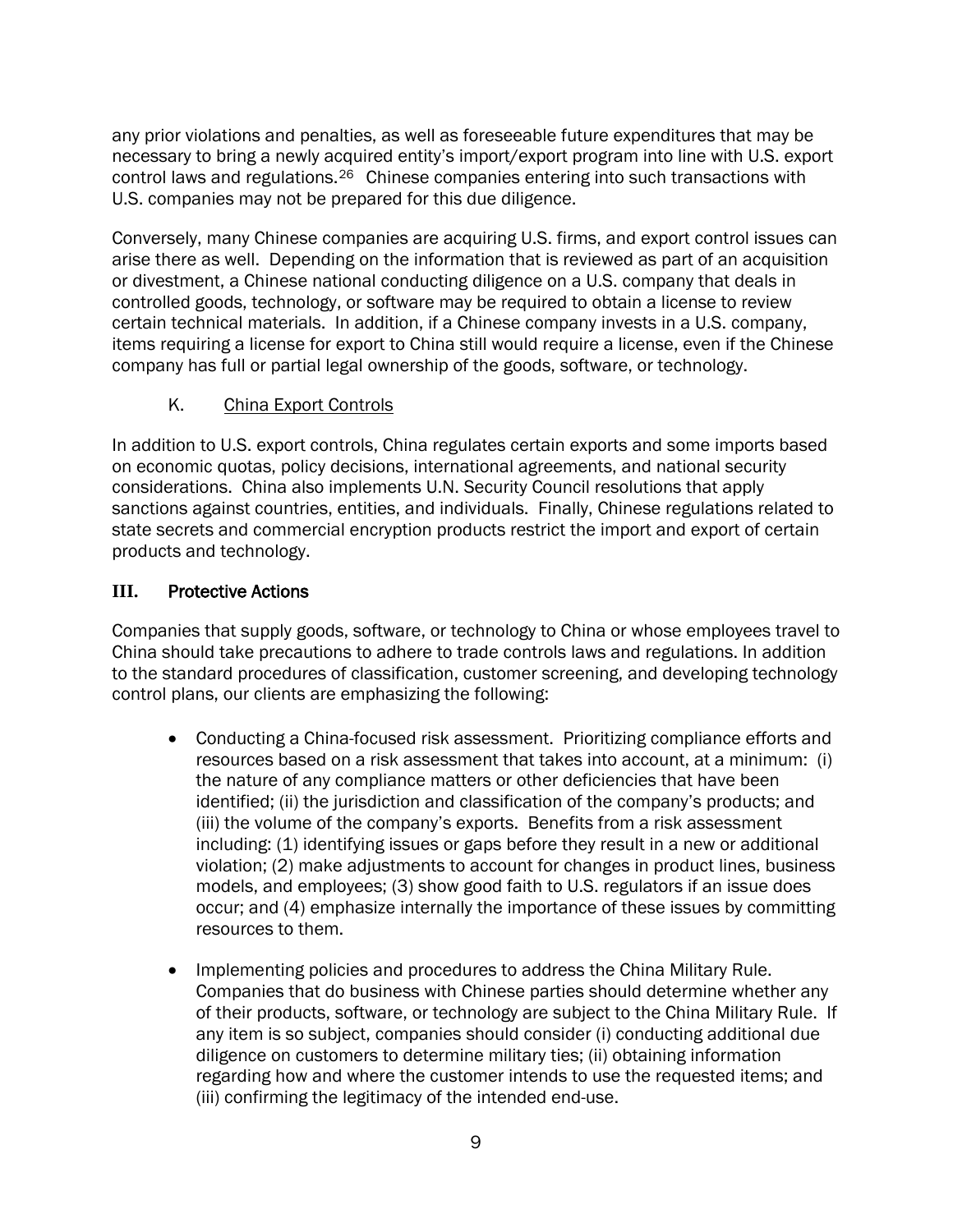any prior violations and penalties, as well as foreseeable future expenditures that may be necessary to bring a newly acquired entity's import/export program into line with U.S. export control laws and regulations.[26] Chinese companies entering into such transactions with U.S. companies may not be prepared for this due diligence.

Conversely, many Chinese companies are acquiring U.S. firms, and export control issues can arise there as well. Depending on the information that is reviewed as part of an acquisition or divestment, a Chinese national conducting diligence on a U.S. company that deals in controlled goods, technology, or software may be required to obtain a license to review certain technical materials. In addition, if a Chinese company invests in a U.S. company, items requiring a license for export to China still would require a license, even if the Chinese company has full or partial legal ownership of the goods, software, or technology.

### K. China Export Controls

In addition to U.S. export controls, China regulates certain exports and some imports based on economic quotas, policy decisions, international agreements, and national security considerations. China also implements U.N. Security Council resolutions that apply sanctions against countries, entities, and individuals. Finally, Chinese regulations related to state secrets and commercial encryption products restrict the import and export of certain products and technology.

## III. Protective Actions

Companies that supply goods, software, or technology to China or whose employees travel to China should take precautions to adhere to trade controls laws and regulations. In addition to the standard procedures of classification, customer screening, and developing technology control plans, our clients are emphasizing the following:

- Conducting a China-focused risk assessment. Prioritizing compliance efforts and resources based on a risk assessment that takes into account, at a minimum: (i) the nature of any compliance matters or other deficiencies that have been identified; (ii) the jurisdiction and classification of the company's products; and (iii) the volume of the company's exports. Benefits from a risk assessment including: (1) identifying issues or gaps before they result in a new or additional violation; (2) make adjustments to account for changes in product lines, business models, and employees; (3) show good faith to U.S. regulators if an issue does occur; and (4) emphasize internally the importance of these issues by committing resources to them.

- Implementing policies and procedures to address the China Military Rule. Companies that do business with Chinese parties should determine whether any of their products, software, or technology are subject to the China Military Rule. If any item is so subject, companies should consider (i) conducting additional due diligence on customers to determine military ties; (ii) obtaining information regarding how and where the customer intends to use the requested items; and (iii) confirming the legitimacy of the intended end-use.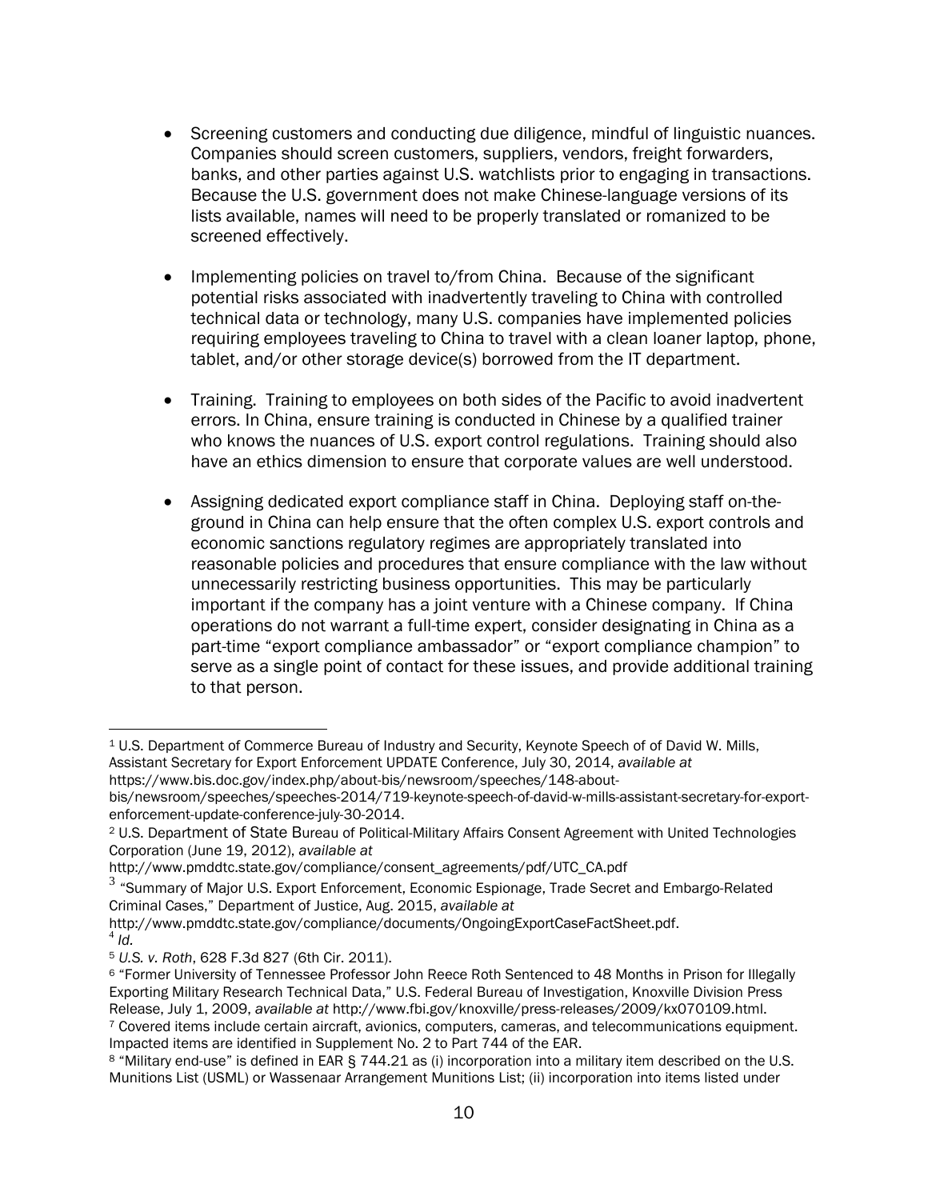- Screening customers and conducting due diligence, mindful of linguistic nuances. Companies should screen customers, suppliers, vendors, freight forwarders, banks, and other parties against U.S. watchlists prior to engaging in transactions. Because the U.S. government does not make Chinese-language versions of its lists available, names will need to be properly translated or romanized to be screened effectively.

- Implementing policies on travel to/from China. Because of the significant potential risks associated with inadvertently traveling to China with controlled technical data or technology, many U.S. companies have implemented policies requiring employees traveling to China to travel with a clean loaner laptop, phone, tablet, and/or other storage device(s) borrowed from the IT department.

- Training. Training to employees on both sides of the Pacific to avoid inadvertent errors. In China, ensure training is conducted in Chinese by a qualified trainer who knows the nuances of U.S. export control regulations. Training should also have an ethics dimension to ensure that corporate values are well understood.

- Assigning dedicated export compliance staff in China. Deploying staff on-the-ground in China can help ensure that the often complex U.S. export controls and economic sanctions regulatory regimes are appropriately translated into reasonable policies and procedures that ensure compliance with the law without unnecessarily restricting business opportunities. This may be particularly important if the company has a joint venture with a Chinese company. If China operations do not warrant a full-time expert, consider designating in China as a part-time "export compliance ambassador" or "export compliance champion" to serve as a single point of contact for these issues, and provide additional training to that person.

---

[1] U.S. Department of Commerce Bureau of Industry and Security, Keynote Speech of of David W. Mills, Assistant Secretary for Export Enforcement UPDATE Conference, July 30, 2014, *available at* https://www.bis.doc.gov/index.php/about-bis/newsroom/speeches/148-about-bis/newsroom/speeches/speeches-2014/719-keynote-speech-of-david-w-mills-assistant-secretary-for-export-enforcement-update-conference-july-30-2014.

[2] U.S. Department of State Bureau of Political-Military Affairs Consent Agreement with United Technologies Corporation (June 19, 2012), *available at* http://www.pmddtc.state.gov/compliance/consent_agreements/pdf/UTC_CA.pdf

[3] "Summary of Major U.S. Export Enforcement, Economic Espionage, Trade Secret and Embargo-Related Criminal Cases," Department of Justice, Aug. 2015, *available at* http://www.pmddtc.state.gov/compliance/documents/OngoingExportCaseFactSheet.pdf.

[4] *Id.*

[5] *U.S. v. Roth*, 628 F.3d 827 (6th Cir. 2011).

[6] "Former University of Tennessee Professor John Reece Roth Sentenced to 48 Months in Prison for Illegally Exporting Military Research Technical Data," U.S. Federal Bureau of Investigation, Knoxville Division Press Release, July 1, 2009, *available at* http://www.fbi.gov/knoxville/press-releases/2009/kx070109.html.

[7] Covered items include certain aircraft, avionics, computers, cameras, and telecommunications equipment. Impacted items are identified in Supplement No. 2 to Part 744 of the EAR.

[8] "Military end-use" is defined in EAR § 744.21 as (i) incorporation into a military item described on the U.S. Munitions List (USML) or Wassenaar Arrangement Munitions List; (ii) incorporation into items listed under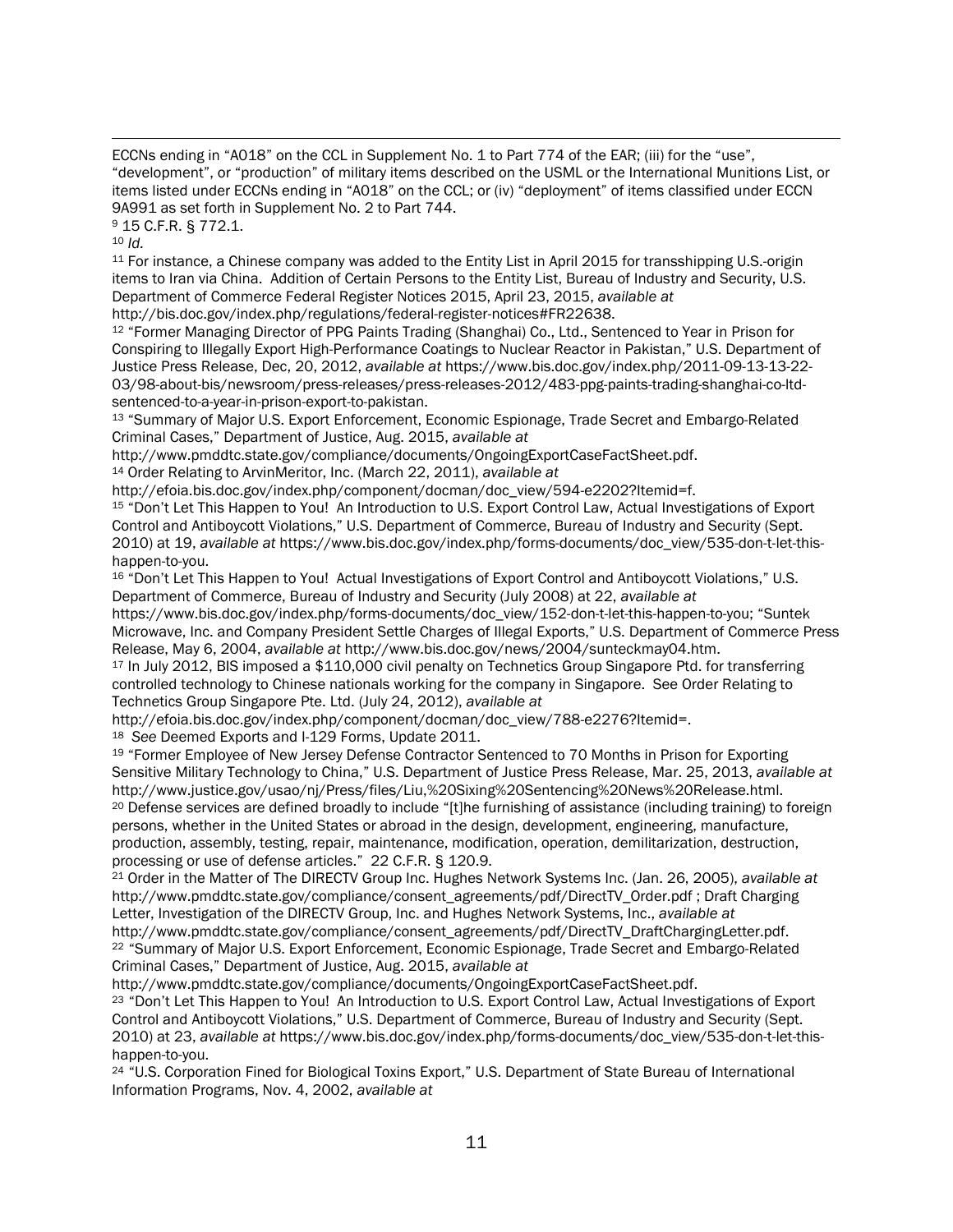ECCNs ending in "A018" on the CCL in Supplement No. 1 to Part 774 of the EAR; (iii) for the "use", "development", or "production" of military items described on the USML or the International Munitions List, or items listed under ECCNs ending in "A018" on the CCL; or (iv) "deployment" of items classified under ECCN 9A991 as set forth in Supplement No. 2 to Part 744.

[9] 15 C.F.R. § 772.1.

[10] *Id.*

[11] For instance, a Chinese company was added to the Entity List in April 2015 for transshipping U.S.-origin items to Iran via China. Addition of Certain Persons to the Entity List, Bureau of Industry and Security, U.S. Department of Commerce Federal Register Notices 2015, April 23, 2015, *available at* http://bis.doc.gov/index.php/regulations/federal-register-notices#FR22638.

[12] "Former Managing Director of PPG Paints Trading (Shanghai) Co., Ltd., Sentenced to Year in Prison for Conspiring to Illegally Export High-Performance Coatings to Nuclear Reactor in Pakistan," U.S. Department of Justice Press Release, Dec, 20, 2012, *available at* https://www.bis.doc.gov/index.php/2011-09-13-13-22-03/98-about-bis/newsroom/press-releases/press-releases-2012/483-ppg-paints-trading-shanghai-co-ltd-sentenced-to-a-year-in-prison-export-to-pakistan.

[13] "Summary of Major U.S. Export Enforcement, Economic Espionage, Trade Secret and Embargo-Related Criminal Cases," Department of Justice, Aug. 2015, *available at* http://www.pmddtc.state.gov/compliance/documents/OngoingExportCaseFactSheet.pdf.

[14] Order Relating to ArvinMeritor, Inc. (March 22, 2011), *available at* http://efoia.bis.doc.gov/index.php/component/docman/doc_view/594-e2202?Itemid=f.

[15] "Don't Let This Happen to You! An Introduction to U.S. Export Control Law, Actual Investigations of Export Control and Antiboycott Violations," U.S. Department of Commerce, Bureau of Industry and Security (Sept. 2010) at 19, *available at* https://www.bis.doc.gov/index.php/forms-documents/doc_view/535-don-t-let-this-happen-to-you.

[16] "Don't Let This Happen to You! Actual Investigations of Export Control and Antiboycott Violations," U.S. Department of Commerce, Bureau of Industry and Security (July 2008) at 22, *available at* https://www.bis.doc.gov/index.php/forms-documents/doc_view/152-don-t-let-this-happen-to-you; "Suntek Microwave, Inc. and Company President Settle Charges of Illegal Exports," U.S. Department of Commerce Press Release, May 6, 2004, *available at* http://www.bis.doc.gov/news/2004/sunteckmay04.htm.

[17] In July 2012, BIS imposed a $110,000 civil penalty on Technetics Group Singapore Ptd. for transferring controlled technology to Chinese nationals working for the company in Singapore. See Order Relating to Technetics Group Singapore Pte. Ltd. (July 24, 2012), *available at* http://efoia.bis.doc.gov/index.php/component/docman/doc_view/788-e2276?Itemid=.

[18] *See* Deemed Exports and I-129 Forms, Update 2011.

[19] "Former Employee of New Jersey Defense Contractor Sentenced to 70 Months in Prison for Exporting Sensitive Military Technology to China," U.S. Department of Justice Press Release, Mar. 25, 2013, *available at* http://www.justice.gov/usao/nj/Press/files/Liu,%20Sixing%20Sentencing%20News%20Release.html.

[20] Defense services are defined broadly to include "[t]he furnishing of assistance (including training) to foreign persons, whether in the United States or abroad in the design, development, engineering, manufacture, production, assembly, testing, repair, maintenance, modification, operation, demilitarization, destruction, processing or use of defense articles." 22 C.F.R. § 120.9.

[21] Order in the Matter of The DIRECTV Group Inc. Hughes Network Systems Inc. (Jan. 26, 2005), *available at* http://www.pmddtc.state.gov/compliance/consent_agreements/pdf/DirectTV_Order.pdf ; Draft Charging Letter, Investigation of the DIRECTV Group, Inc. and Hughes Network Systems, Inc., *available at* http://www.pmddtc.state.gov/compliance/consent_agreements/pdf/DirectTV_DraftChargingLetter.pdf.

[22] "Summary of Major U.S. Export Enforcement, Economic Espionage, Trade Secret and Embargo-Related Criminal Cases," Department of Justice, Aug. 2015, *available at* http://www.pmddtc.state.gov/compliance/documents/OngoingExportCaseFactSheet.pdf.

[23] "Don't Let This Happen to You! An Introduction to U.S. Export Control Law, Actual Investigations of Export Control and Antiboycott Violations," U.S. Department of Commerce, Bureau of Industry and Security (Sept. 2010) at 23, *available at* https://www.bis.doc.gov/index.php/forms-documents/doc_view/535-don-t-let-this-happen-to-you.

[24] "U.S. Corporation Fined for Biological Toxins Export," U.S. Department of State Bureau of International Information Programs, Nov. 4, 2002, *available at*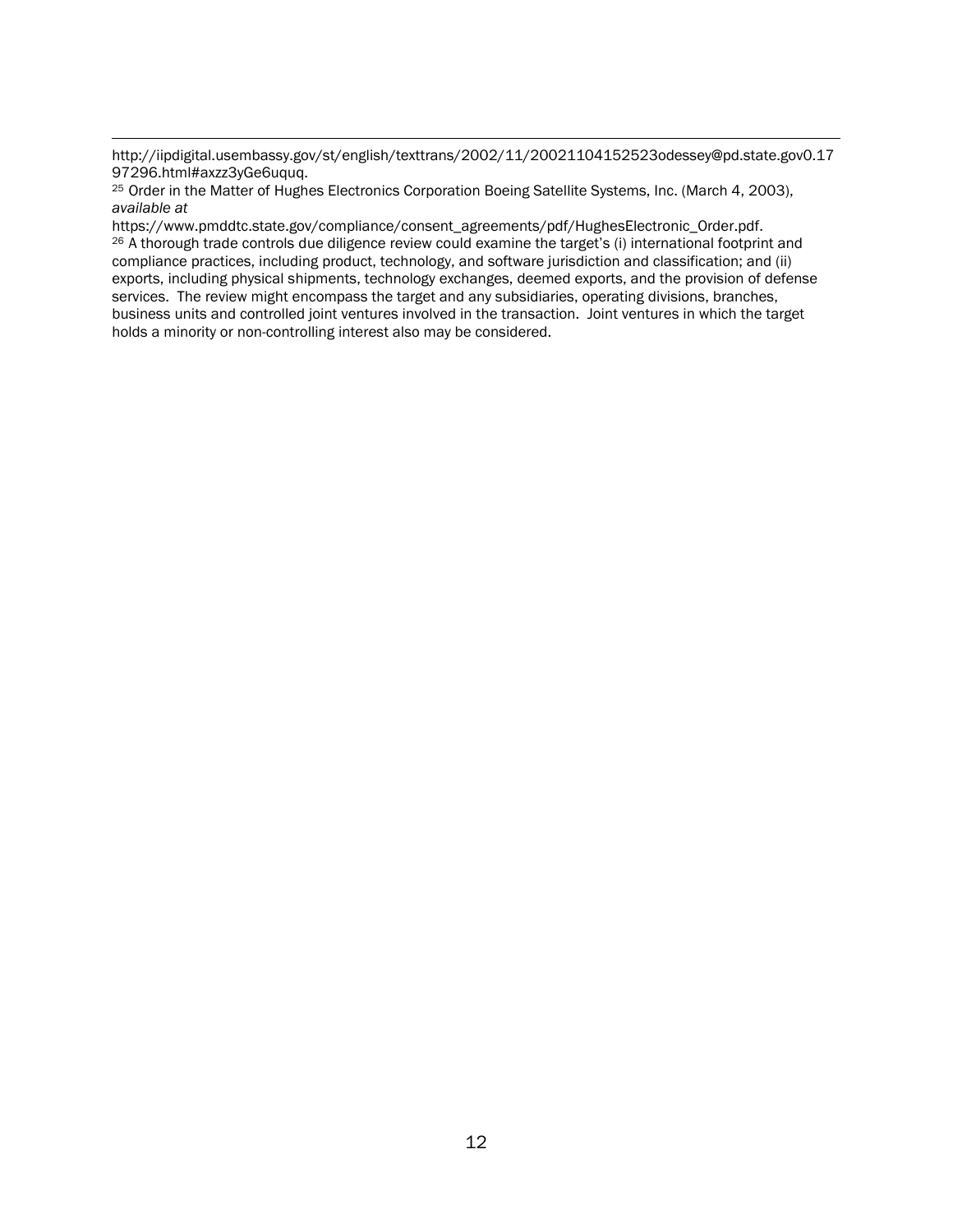http://iipdigital.usembassy.gov/st/english/texttrans/2002/11/20021104152523odessey@pd.state.gov0.1797296.html#axzz3yGe6uquq.

[25] Order in the Matter of Hughes Electronics Corporation Boeing Satellite Systems, Inc. (March 4, 2003), *available at* https://www.pmddtc.state.gov/compliance/consent_agreements/pdf/HughesElectronic_Order.pdf.

[26] A thorough trade controls due diligence review could examine the target's (i) international footprint and compliance practices, including product, technology, and software jurisdiction and classification; and (ii) exports, including physical shipments, technology exchanges, deemed exports, and the provision of defense services. The review might encompass the target and any subsidiaries, operating divisions, branches, business units and controlled joint ventures involved in the transaction. Joint ventures in which the target holds a minority or non-controlling interest also may be considered.